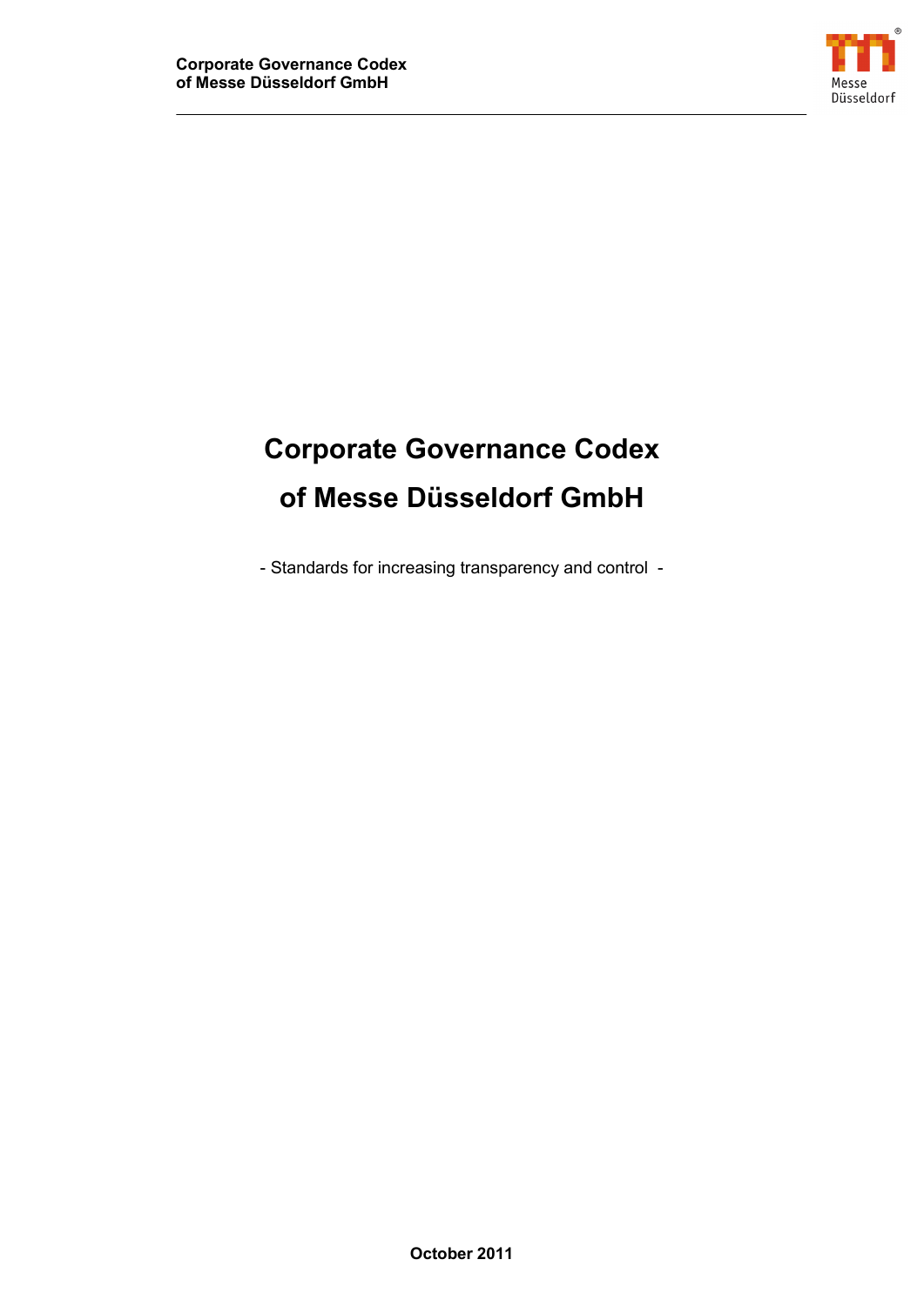# Corporate Governance Codex

# of Messe Düsseldorf GmbH

- Standards for increasing transparency and control -

**October 2011**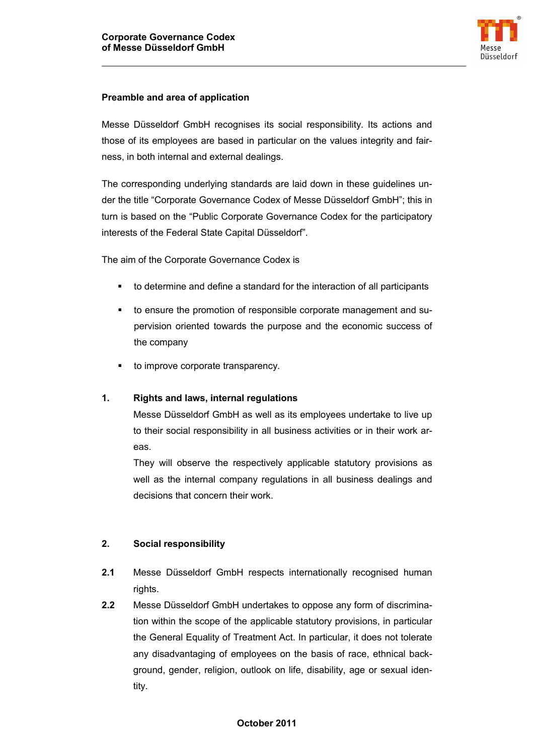## Preamble and area of application

Messe Düsseldorf GmbH recognises its social responsibility. Its actions and those of its employees are based in particular on the values integrity and fairness, in both internal and external dealings.

The corresponding underlying standards are laid down in these guidelines under the title “Corporate Governance Codex of Messe Düsseldorf GmbH”; this in turn is based on the “Public Corporate Governance Codex for the participatory interests of the Federal State Capital Düsseldorf”.

The aim of the Corporate Governance Codex is

- to determine and define a standard for the interaction of all participants
- to ensure the promotion of responsible corporate management and supervision oriented towards the purpose and the economic success of the company
- to improve corporate transparency.

## 1. Rights and laws, internal regulations

Messe Düsseldorf GmbH as well as its employees undertake to live up to their social responsibility in all business activities or in their work areas.

They will observe the respectively applicable statutory provisions as well as the internal company regulations in all business dealings and decisions that concern their work.

## 2. Social responsibility

**2.1** Messe Düsseldorf GmbH respects internationally recognised human rights.

**2.2** Messe Düsseldorf GmbH undertakes to oppose any form of discrimination within the scope of the applicable statutory provisions, in particular the General Equality of Treatment Act. In particular, it does not tolerate any disadvantaging of employees on the basis of race, ethnical background, gender, religion, outlook on life, disability, age or sexual identity.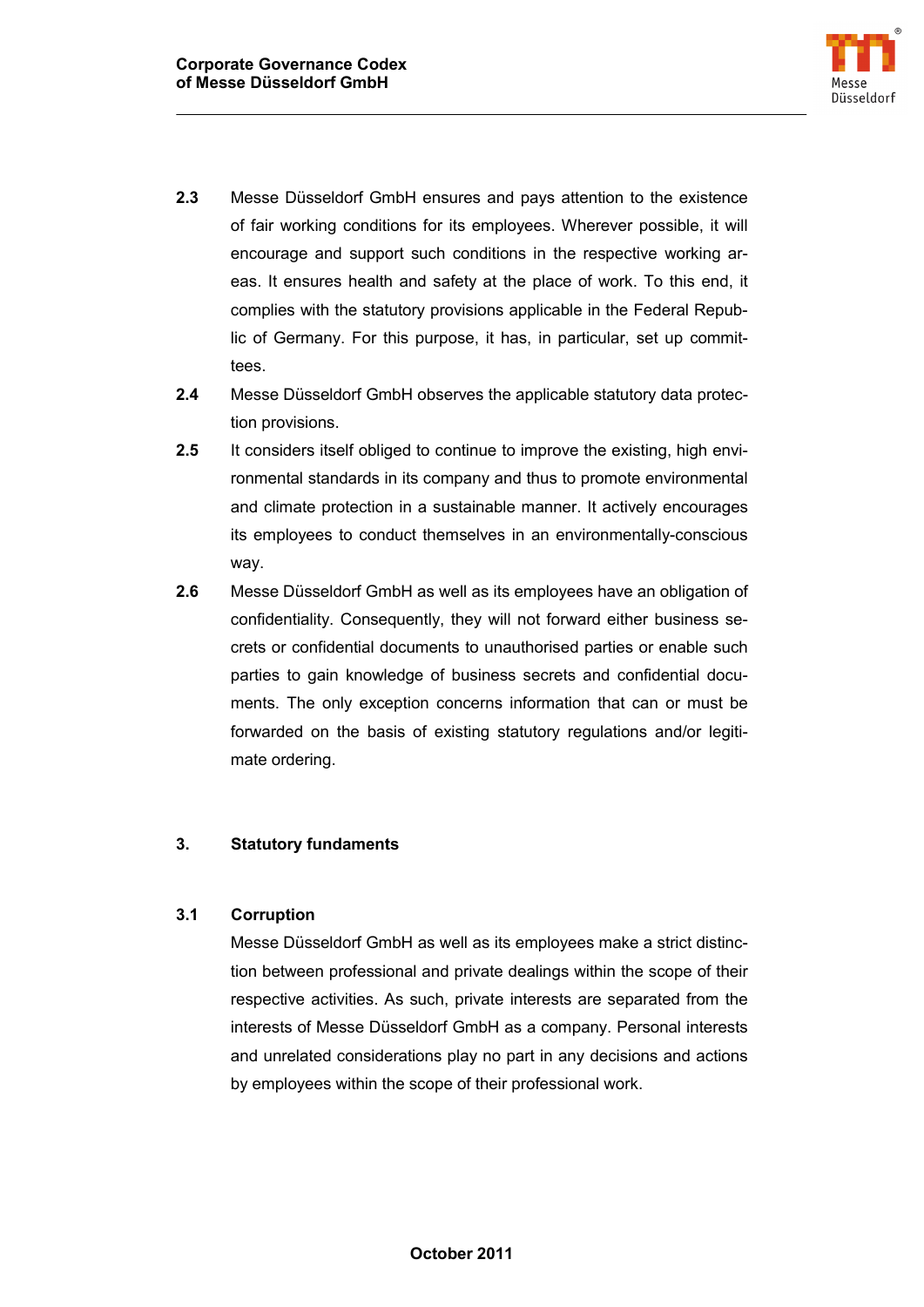**2.3** Messe Düsseldorf GmbH ensures and pays attention to the existence of fair working conditions for its employees. Wherever possible, it will encourage and support such conditions in the respective working areas. It ensures health and safety at the place of work. To this end, it complies with the statutory provisions applicable in the Federal Republic of Germany. For this purpose, it has, in particular, set up committees.

**2.4** Messe Düsseldorf GmbH observes the applicable statutory data protection provisions.

**2.5** It considers itself obliged to continue to improve the existing, high environmental standards in its company and thus to promote environmental and climate protection in a sustainable manner. It actively encourages its employees to conduct themselves in an environmentally-conscious way.

**2.6** Messe Düsseldorf GmbH as well as its employees have an obligation of confidentiality. Consequently, they will not forward either business secrets or confidential documents to unauthorised parties or enable such parties to gain knowledge of business secrets and confidential documents. The only exception concerns information that can or must be forwarded on the basis of existing statutory regulations and/or legitimate ordering.

## 3. Statutory fundaments

### 3.1 Corruption

Messe Düsseldorf GmbH as well as its employees make a strict distinction between professional and private dealings within the scope of their respective activities. As such, private interests are separated from the interests of Messe Düsseldorf GmbH as a company. Personal interests and unrelated considerations play no part in any decisions and actions by employees within the scope of their professional work.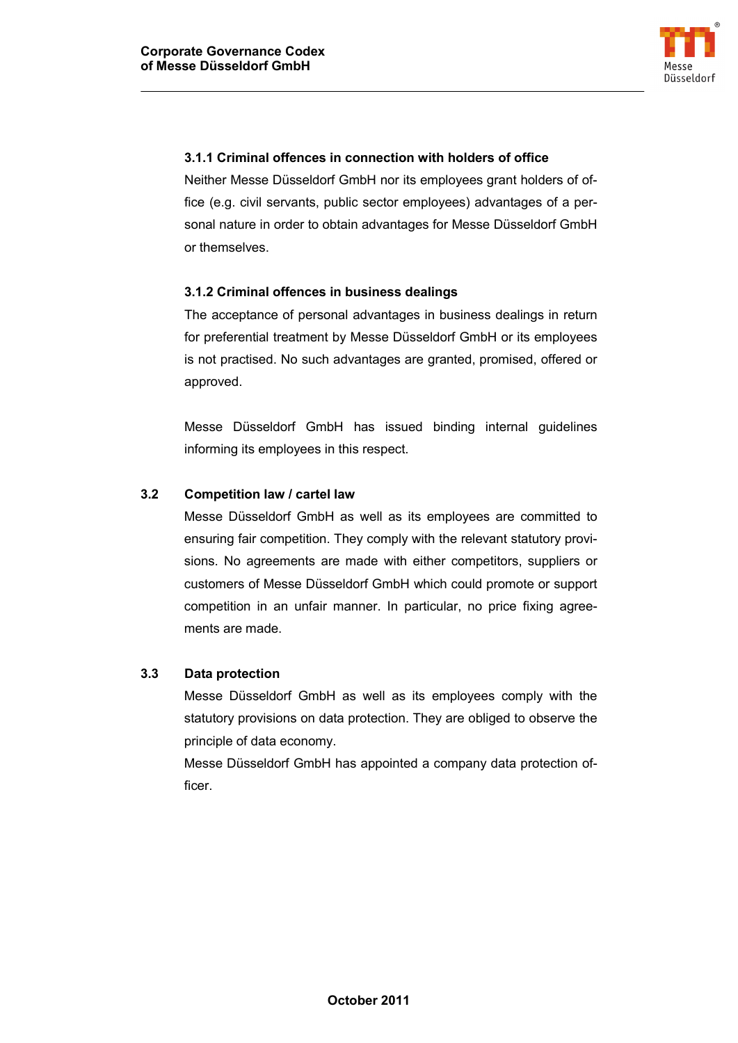#### 3.1.1 Criminal offences in connection with holders of office

Neither Messe Düsseldorf GmbH nor its employees grant holders of office (e.g. civil servants, public sector employees) advantages of a personal nature in order to obtain advantages for Messe Düsseldorf GmbH or themselves.

#### 3.1.2 Criminal offences in business dealings

The acceptance of personal advantages in business dealings in return for preferential treatment by Messe Düsseldorf GmbH or its employees is not practised. No such advantages are granted, promised, offered or approved.

Messe Düsseldorf GmbH has issued binding internal guidelines informing its employees in this respect.

### 3.2 Competition law / cartel law

Messe Düsseldorf GmbH as well as its employees are committed to ensuring fair competition. They comply with the relevant statutory provisions. No agreements are made with either competitors, suppliers or customers of Messe Düsseldorf GmbH which could promote or support competition in an unfair manner. In particular, no price fixing agreements are made.

### 3.3 Data protection

Messe Düsseldorf GmbH as well as its employees comply with the statutory provisions on data protection. They are obliged to observe the principle of data economy.

Messe Düsseldorf GmbH has appointed a company data protection officer.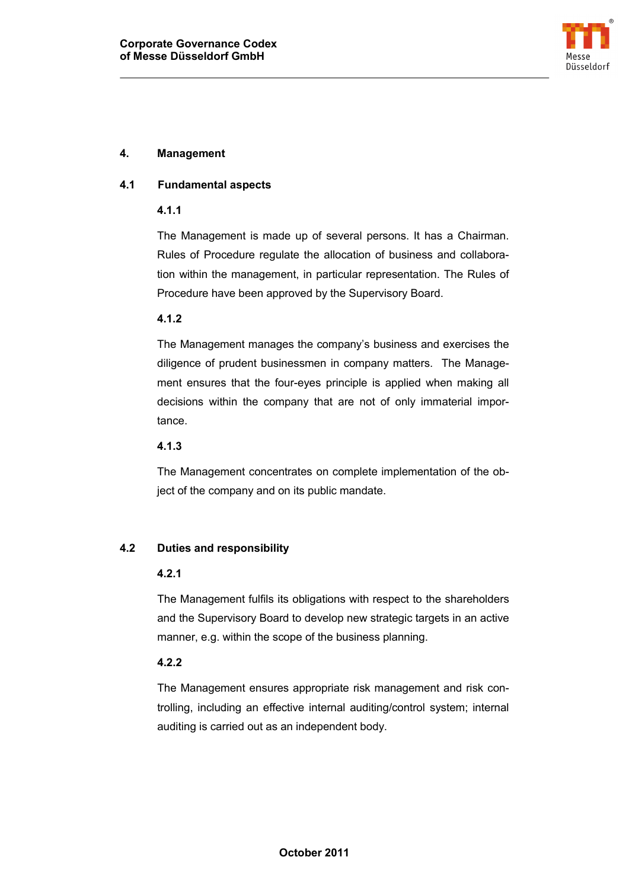## 4. Management

### 4.1 Fundamental aspects

#### 4.1.1

The Management is made up of several persons. It has a Chairman. Rules of Procedure regulate the allocation of business and collaboration within the management, in particular representation. The Rules of Procedure have been approved by the Supervisory Board.

#### 4.1.2

The Management manages the company's business and exercises the diligence of prudent businessmen in company matters. The Management ensures that the four-eyes principle is applied when making all decisions within the company that are not of only immaterial importance.

#### 4.1.3

The Management concentrates on complete implementation of the object of the company and on its public mandate.

### 4.2 Duties and responsibility

#### 4.2.1

The Management fulfils its obligations with respect to the shareholders and the Supervisory Board to develop new strategic targets in an active manner, e.g. within the scope of the business planning.

#### 4.2.2

The Management ensures appropriate risk management and risk controlling, including an effective internal auditing/control system; internal auditing is carried out as an independent body.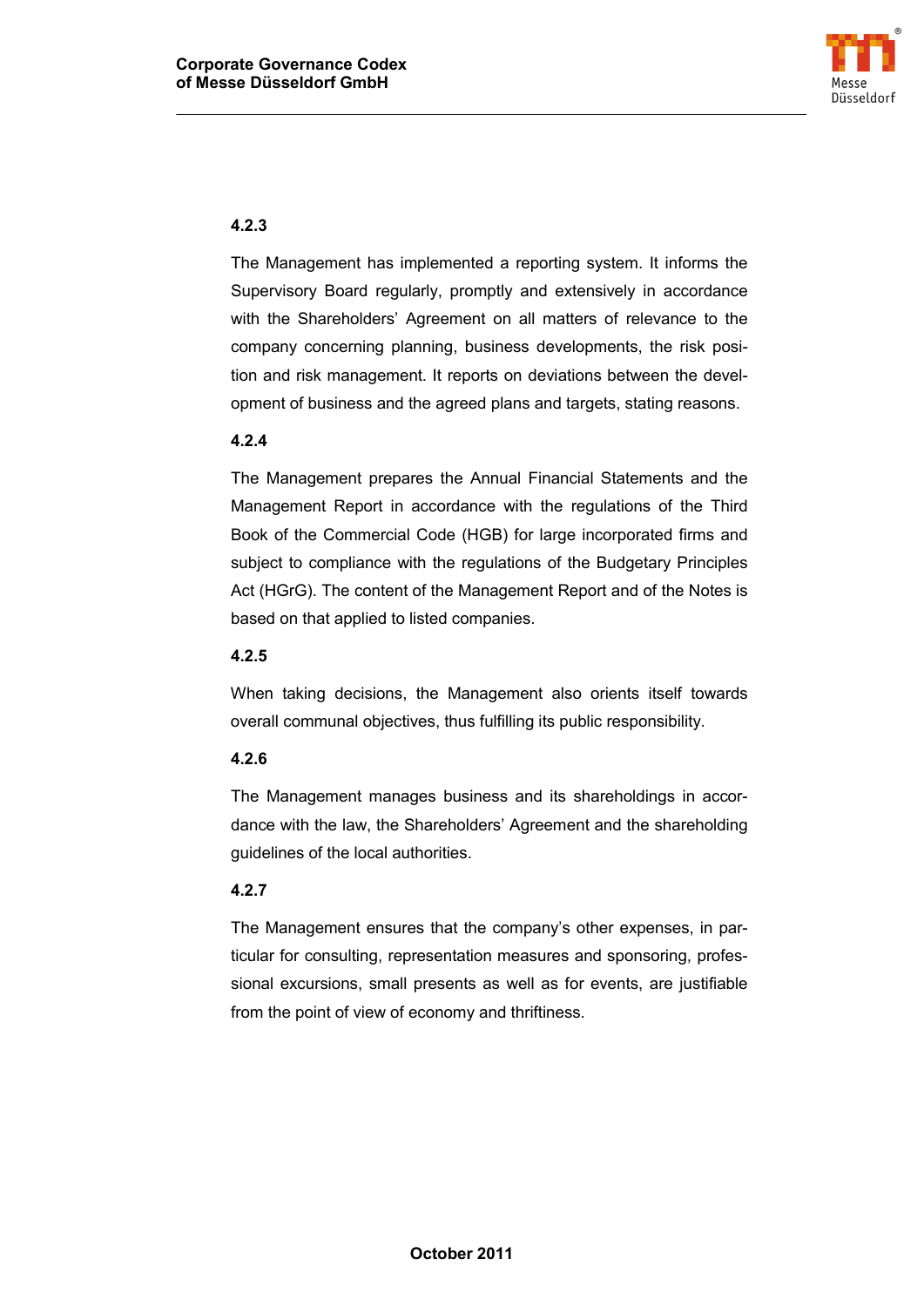#### 4.2.3

The Management has implemented a reporting system. It informs the Supervisory Board regularly, promptly and extensively in accordance with the Shareholders' Agreement on all matters of relevance to the company concerning planning, business developments, the risk position and risk management. It reports on deviations between the development of business and the agreed plans and targets, stating reasons.

#### 4.2.4

The Management prepares the Annual Financial Statements and the Management Report in accordance with the regulations of the Third Book of the Commercial Code (HGB) for large incorporated firms and subject to compliance with the regulations of the Budgetary Principles Act (HGrG). The content of the Management Report and of the Notes is based on that applied to listed companies.

#### 4.2.5

When taking decisions, the Management also orients itself towards overall communal objectives, thus fulfilling its public responsibility.

#### 4.2.6

The Management manages business and its shareholdings in accordance with the law, the Shareholders' Agreement and the shareholding guidelines of the local authorities.

#### 4.2.7

The Management ensures that the company's other expenses, in particular for consulting, representation measures and sponsoring, professional excursions, small presents as well as for events, are justifiable from the point of view of economy and thriftiness.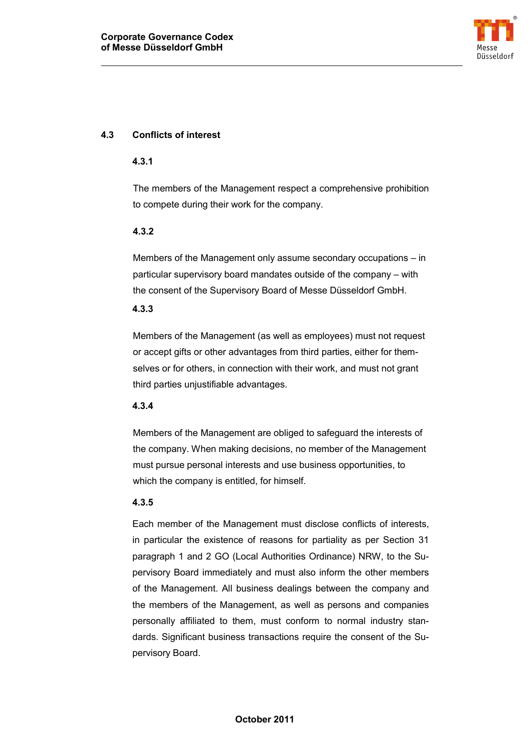## 4.3 Conflicts of interest

### 4.3.1

The members of the Management respect a comprehensive prohibition to compete during their work for the company.

### 4.3.2

Members of the Management only assume secondary occupations – in particular supervisory board mandates outside of the company – with the consent of the Supervisory Board of Messe Düsseldorf GmbH.

### 4.3.3

Members of the Management (as well as employees) must not request or accept gifts or other advantages from third parties, either for themselves or for others, in connection with their work, and must not grant third parties unjustifiable advantages.

### 4.3.4

Members of the Management are obliged to safeguard the interests of the company. When making decisions, no member of the Management must pursue personal interests and use business opportunities, to which the company is entitled, for himself.

### 4.3.5

Each member of the Management must disclose conflicts of interests, in particular the existence of reasons for partiality as per Section 31 paragraph 1 and 2 GO (Local Authorities Ordinance) NRW, to the Supervisory Board immediately and must also inform the other members of the Management. All business dealings between the company and the members of the Management, as well as persons and companies personally affiliated to them, must conform to normal industry standards. Significant business transactions require the consent of the Supervisory Board.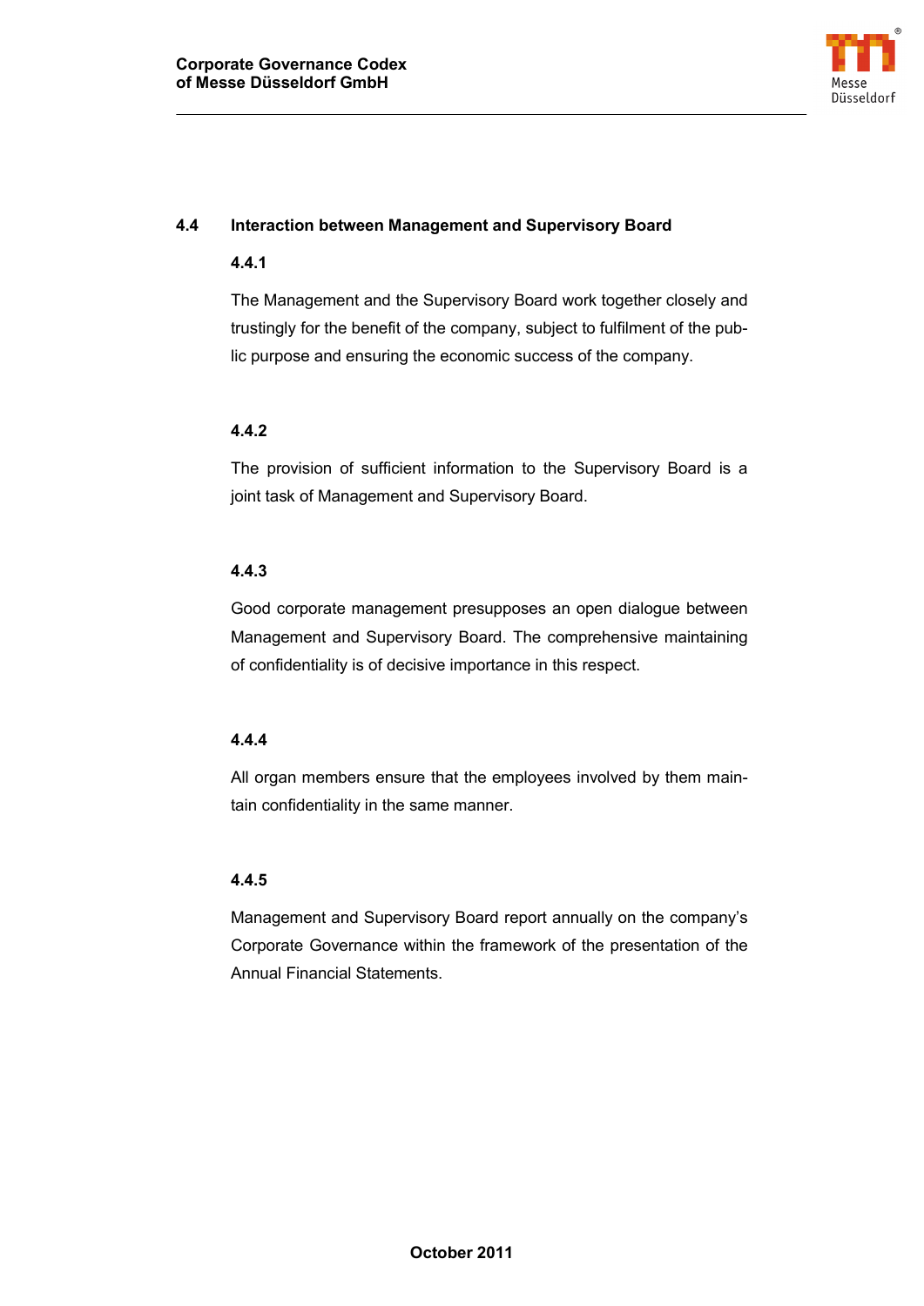## 4.4 Interaction between Management and Supervisory Board

### 4.4.1

The Management and the Supervisory Board work together closely and trustingly for the benefit of the company, subject to fulfilment of the public purpose and ensuring the economic success of the company.

### 4.4.2

The provision of sufficient information to the Supervisory Board is a joint task of Management and Supervisory Board.

### 4.4.3

Good corporate management presupposes an open dialogue between Management and Supervisory Board. The comprehensive maintaining of confidentiality is of decisive importance in this respect.

### 4.4.4

All organ members ensure that the employees involved by them maintain confidentiality in the same manner.

### 4.4.5

Management and Supervisory Board report annually on the company's Corporate Governance within the framework of the presentation of the Annual Financial Statements.

**October 2011**